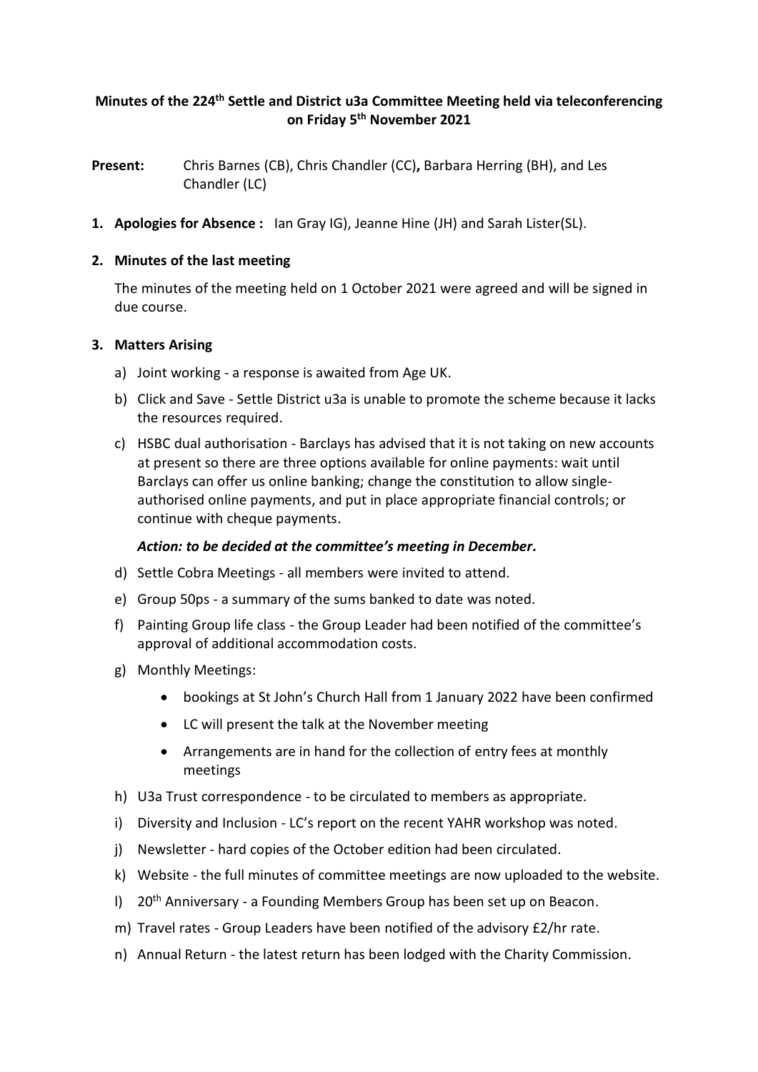**Minutes of the 224th Settle and District u3a Committee Meeting held via teleconferencing on Friday 5th November 2021**

**Present:** Chris Barnes (CB), Chris Chandler (CC)**,** Barbara Herring (BH), and Les Chandler (LC)

1. **Apologies for Absence :** Ian Gray IG), Jeanne Hine (JH) and Sarah Lister(SL).

2. **Minutes of the last meeting**

   The minutes of the meeting held on 1 October 2021 were agreed and will be signed in due course.

3. **Matters Arising**

   a) Joint working - a response is awaited from Age UK.

   b) Click and Save - Settle District u3a is unable to promote the scheme because it lacks the resources required.

   c) HSBC dual authorisation - Barclays has advised that it is not taking on new accounts at present so there are three options available for online payments: wait until Barclays can offer us online banking; change the constitution to allow single-authorised online payments, and put in place appropriate financial controls; or continue with cheque payments.

      ***Action: to be decided at the committee's meeting in December.***

   d) Settle Cobra Meetings - all members were invited to attend.

   e) Group 50ps - a summary of the sums banked to date was noted.

   f) Painting Group life class - the Group Leader had been notified of the committee's approval of additional accommodation costs.

   g) Monthly Meetings:

      - bookings at St John's Church Hall from 1 January 2022 have been confirmed
      - LC will present the talk at the November meeting
      - Arrangements are in hand for the collection of entry fees at monthly meetings

   h) U3a Trust correspondence - to be circulated to members as appropriate.

   i) Diversity and Inclusion - LC's report on the recent YAHR workshop was noted.

   j) Newsletter - hard copies of the October edition had been circulated.

   k) Website - the full minutes of committee meetings are now uploaded to the website.

   l) 20th Anniversary - a Founding Members Group has been set up on Beacon.

   m) Travel rates - Group Leaders have been notified of the advisory £2/hr rate.

   n) Annual Return - the latest return has been lodged with the Charity Commission.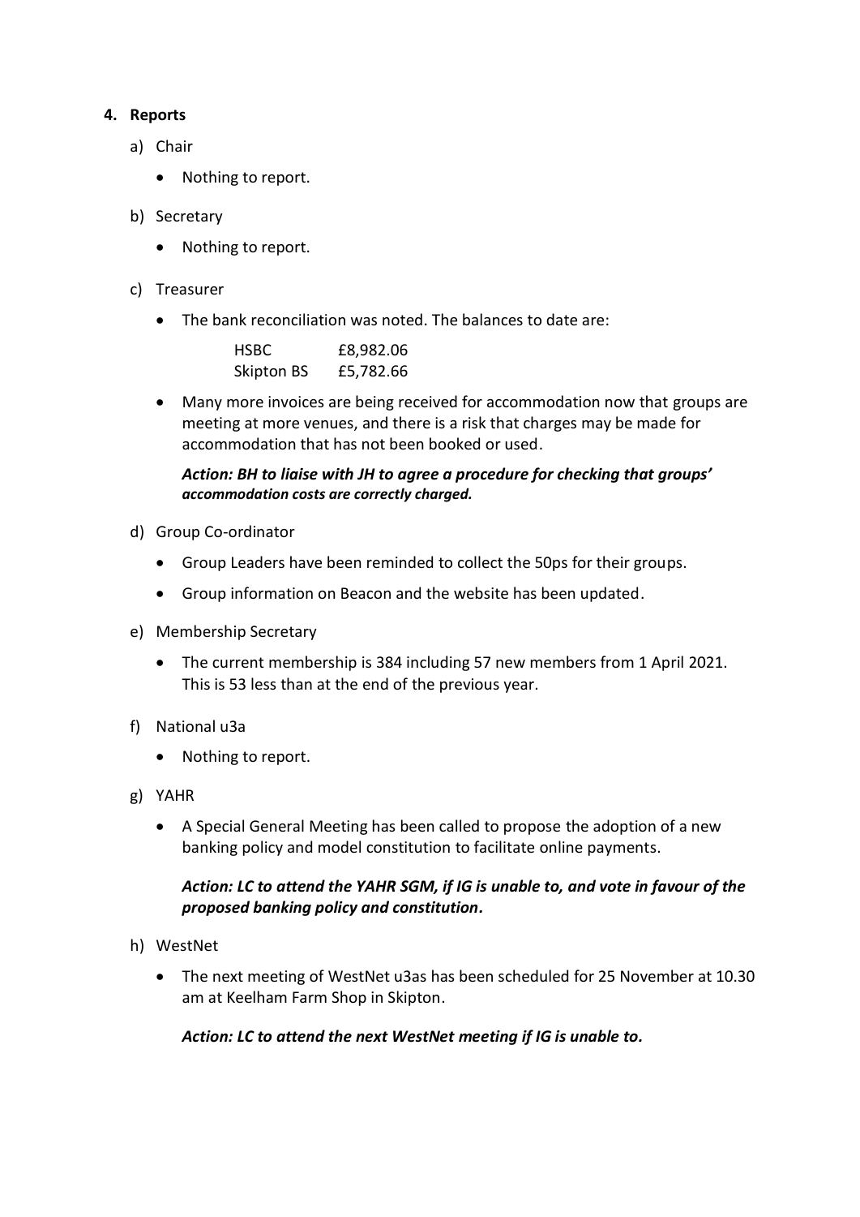## 4. Reports

a) Chair

- Nothing to report.

b) Secretary

- Nothing to report.

c) Treasurer

- The bank reconciliation was noted. The balances to date are:

| | |
|---|---|
| HSBC | £8,982.06 |
| Skipton BS | £5,782.66 |

- Many more invoices are being received for accommodation now that groups are meeting at more venues, and there is a risk that charges may be made for accommodation that has not been booked or used.

***Action: BH to liaise with JH to agree a procedure for checking that groups' accommodation costs are correctly charged.***

d) Group Co-ordinator

- Group Leaders have been reminded to collect the 50ps for their groups.
- Group information on Beacon and the website has been updated.

e) Membership Secretary

- The current membership is 384 including 57 new members from 1 April 2021. This is 53 less than at the end of the previous year.

f) National u3a

- Nothing to report.

g) YAHR

- A Special General Meeting has been called to propose the adoption of a new banking policy and model constitution to facilitate online payments.

***Action: LC to attend the YAHR SGM, if IG is unable to, and vote in favour of the proposed banking policy and constitution.***

h) WestNet

- The next meeting of WestNet u3as has been scheduled for 25 November at 10.30 am at Keelham Farm Shop in Skipton.

***Action: LC to attend the next WestNet meeting if IG is unable to.***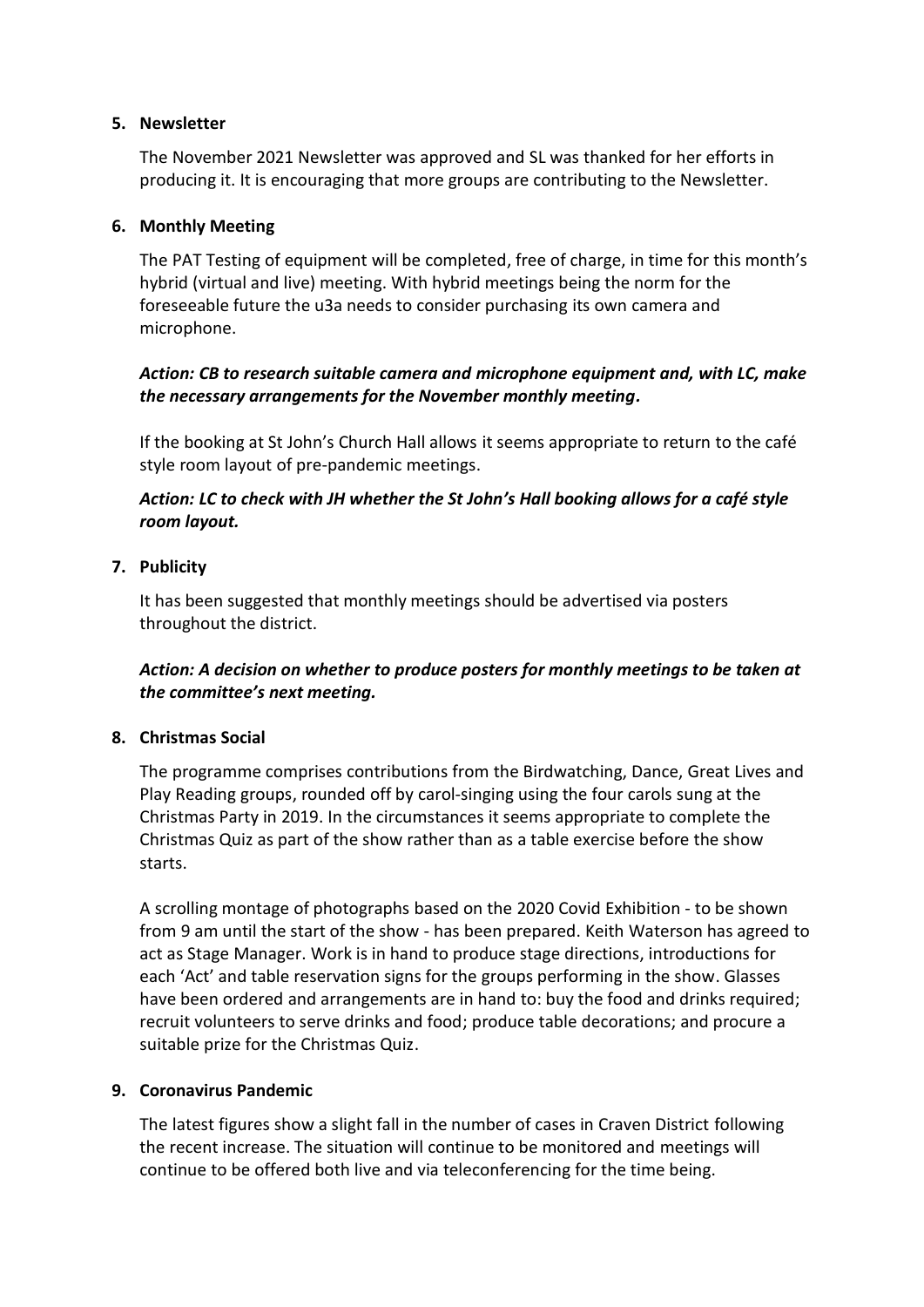**5. Newsletter**

The November 2021 Newsletter was approved and SL was thanked for her efforts in producing it. It is encouraging that more groups are contributing to the Newsletter.

**6. Monthly Meeting**

The PAT Testing of equipment will be completed, free of charge, in time for this month's hybrid (virtual and live) meeting. With hybrid meetings being the norm for the foreseeable future the u3a needs to consider purchasing its own camera and microphone.

***Action: CB to research suitable camera and microphone equipment and, with LC, make the necessary arrangements for the November monthly meeting.***

If the booking at St John's Church Hall allows it seems appropriate to return to the café style room layout of pre-pandemic meetings.

***Action: LC to check with JH whether the St John's Hall booking allows for a café style room layout.***

**7. Publicity**

It has been suggested that monthly meetings should be advertised via posters throughout the district.

***Action: A decision on whether to produce posters for monthly meetings to be taken at the committee's next meeting.***

**8. Christmas Social**

The programme comprises contributions from the Birdwatching, Dance, Great Lives and Play Reading groups, rounded off by carol-singing using the four carols sung at the Christmas Party in 2019. In the circumstances it seems appropriate to complete the Christmas Quiz as part of the show rather than as a table exercise before the show starts.

A scrolling montage of photographs based on the 2020 Covid Exhibition - to be shown from 9 am until the start of the show - has been prepared. Keith Waterson has agreed to act as Stage Manager. Work is in hand to produce stage directions, introductions for each 'Act' and table reservation signs for the groups performing in the show. Glasses have been ordered and arrangements are in hand to: buy the food and drinks required; recruit volunteers to serve drinks and food; produce table decorations; and procure a suitable prize for the Christmas Quiz.

**9. Coronavirus Pandemic**

The latest figures show a slight fall in the number of cases in Craven District following the recent increase. The situation will continue to be monitored and meetings will continue to be offered both live and via teleconferencing for the time being.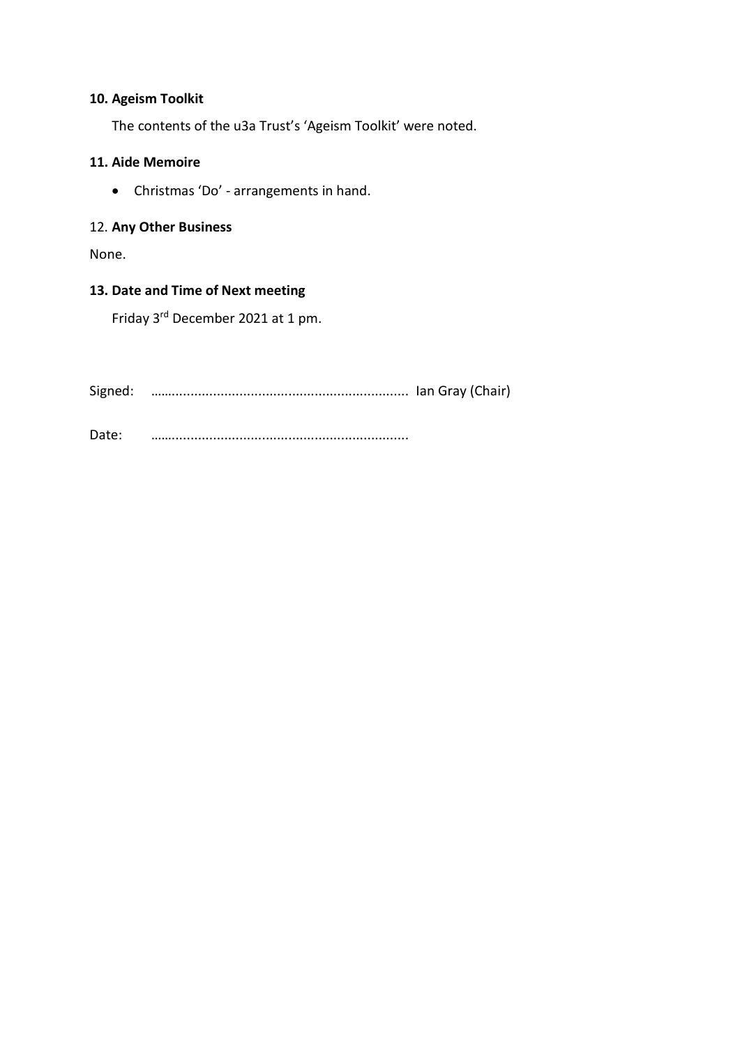**10. Ageism Toolkit**

The contents of the u3a Trust's 'Ageism Toolkit' were noted.

**11. Aide Memoire**

- Christmas 'Do' - arrangements in hand.

12. **Any Other Business**

None.

**13. Date and Time of Next meeting**

Friday 3rd December 2021 at 1 pm.

Signed: ………………………………………………………… Ian Gray (Chair)

Date: …………………………………………………………